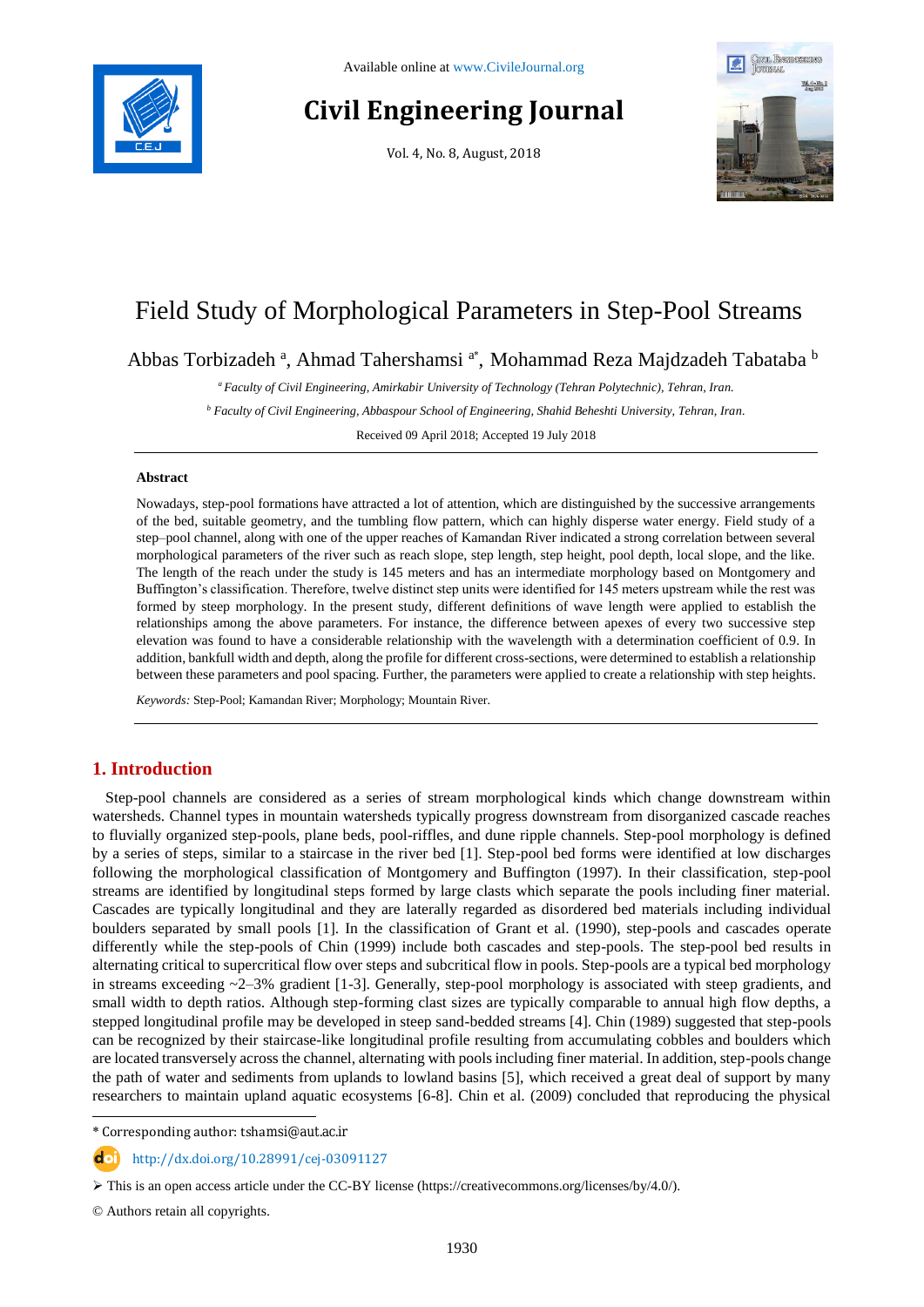# Field Study of Morphological Parameters in Step-Pool Streams

Abbas Torbizadeh [a], Ahmad Tahershamsi [a*], Mohammad Reza Majdzadeh Tabataba [b]

[a] *Faculty of Civil Engineering, Amirkabir University of Technology (Tehran Polytechnic), Tehran, Iran.*

[b] *Faculty of Civil Engineering, Abbaspour School of Engineering, Shahid Beheshti University, Tehran, Iran.*

Received 09 April 2018; Accepted 19 July 2018

---

**Abstract**

Nowadays, step-pool formations have attracted a lot of attention, which are distinguished by the successive arrangements of the bed, suitable geometry, and the tumbling flow pattern, which can highly disperse water energy. Field study of a step–pool channel, along with one of the upper reaches of Kamandan River indicated a strong correlation between several morphological parameters of the river such as reach slope, step length, step height, pool depth, local slope, and the like. The length of the reach under the study is 145 meters and has an intermediate morphology based on Montgomery and Buffington's classification. Therefore, twelve distinct step units were identified for 145 meters upstream while the rest was formed by steep morphology. In the present study, different definitions of wave length were applied to establish the relationships among the above parameters. For instance, the difference between apexes of every two successive step elevation was found to have a considerable relationship with the wavelength with a determination coefficient of 0.9. In addition, bankfull width and depth, along the profile for different cross-sections, were determined to establish a relationship between these parameters and pool spacing. Further, the parameters were applied to create a relationship with step heights.

*Keywords:* Step-Pool; Kamandan River; Morphology; Mountain River.

---

## 1. Introduction

Step-pool channels are considered as a series of stream morphological kinds which change downstream within watersheds. Channel types in mountain watersheds typically progress downstream from disorganized cascade reaches to fluvially organized step-pools, plane beds, pool-riffles, and dune ripple channels. Step-pool morphology is defined by a series of steps, similar to a staircase in the river bed [1]. Step-pool bed forms were identified at low discharges following the morphological classification of Montgomery and Buffington (1997). In their classification, step-pool streams are identified by longitudinal steps formed by large clasts which separate the pools including finer material. Cascades are typically longitudinal and they are laterally regarded as disordered bed materials including individual boulders separated by small pools [1]. In the classification of Grant et al. (1990), step-pools and cascades operate differently while the step-pools of Chin (1999) include both cascades and step-pools. The step-pool bed results in alternating critical to supercritical flow over steps and subcritical flow in pools. Step-pools are a typical bed morphology in streams exceeding ~2–3% gradient [1-3]. Generally, step-pool morphology is associated with steep gradients, and small width to depth ratios. Although step-forming clast sizes are typically comparable to annual high flow depths, a stepped longitudinal profile may be developed in steep sand-bedded streams [4]. Chin (1989) suggested that step-pools can be recognized by their staircase-like longitudinal profile resulting from accumulating cobbles and boulders which are located transversely across the channel, alternating with pools including finer material. In addition, step-pools change the path of water and sediments from uplands to lowland basins [5], which received a great deal of support by many researchers to maintain upland aquatic ecosystems [6-8]. Chin et al. (2009) concluded that reproducing the physical

---

\* Corresponding author: tshamsi@aut.ac.ir

http://dx.doi.org/10.28991/cej-03091127

➢ This is an open access article under the CC-BY license (https://creativecommons.org/licenses/by/4.0/).

© Authors retain all copyrights.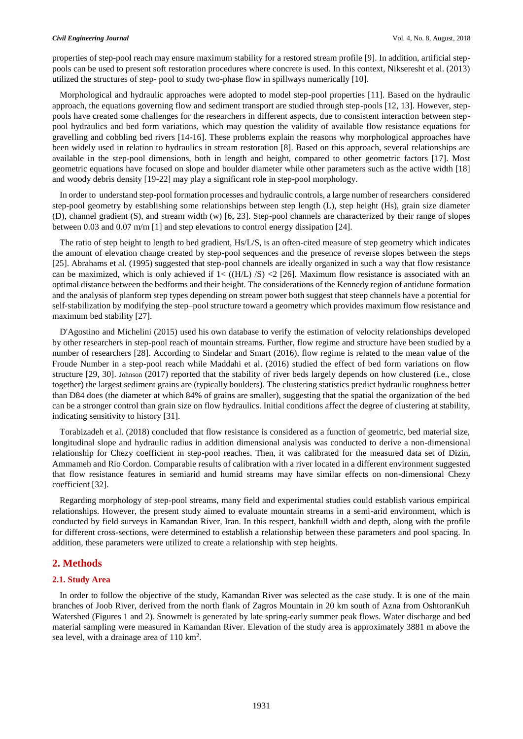properties of step-pool reach may ensure maximum stability for a restored stream profile [9]. In addition, artificial step-pools can be used to present soft restoration procedures where concrete is used. In this context, Nikseresht et al. (2013) utilized the structures of step- pool to study two-phase flow in spillways numerically [10].

Morphological and hydraulic approaches were adopted to model step-pool properties [11]. Based on the hydraulic approach, the equations governing flow and sediment transport are studied through step-pools [12, 13]. However, step-pools have created some challenges for the researchers in different aspects, due to consistent interaction between step-pool hydraulics and bed form variations, which may question the validity of available flow resistance equations for gravelling and cobbling bed rivers [14-16]. These problems explain the reasons why morphological approaches have been widely used in relation to hydraulics in stream restoration [8]. Based on this approach, several relationships are available in the step-pool dimensions, both in length and height, compared to other geometric factors [17]. Most geometric equations have focused on slope and boulder diameter while other parameters such as the active width [18] and woody debris density [19-22] may play a significant role in step-pool morphology.

In order to understand step-pool formation processes and hydraulic controls, a large number of researchers considered step-pool geometry by establishing some relationships between step length (L), step height (Hs), grain size diameter (D), channel gradient (S), and stream width (w) [6, 23]. Step-pool channels are characterized by their range of slopes between 0.03 and 0.07 m/m [1] and step elevations to control energy dissipation [24].

The ratio of step height to length to bed gradient, Hs/L/S, is an often-cited measure of step geometry which indicates the amount of elevation change created by step-pool sequences and the presence of reverse slopes between the steps [25]. Abrahams et al. (1995) suggested that step-pool channels are ideally organized in such a way that flow resistance can be maximized, which is only achieved if $1 < ((H/L)/S) < 2$ [26]. Maximum flow resistance is associated with an optimal distance between the bedforms and their height. The considerations of the Kennedy region of antidune formation and the analysis of planform step types depending on stream power both suggest that steep channels have a potential for self-stabilization by modifying the step–pool structure toward a geometry which provides maximum flow resistance and maximum bed stability [27].

D'Agostino and Michelini (2015) used his own database to verify the estimation of velocity relationships developed by other researchers in step-pool reach of mountain streams. Further, flow regime and structure have been studied by a number of researchers [28]. According to Sindelar and Smart (2016), flow regime is related to the mean value of the Froude Number in a step-pool reach while Maddahi et al. (2016) studied the effect of bed form variations on flow structure [29, 30]. Johnson (2017) reported that the stability of river beds largely depends on how clustered (i.e., close together) the largest sediment grains are (typically boulders). The clustering statistics predict hydraulic roughness better than D84 does (the diameter at which 84% of grains are smaller), suggesting that the spatial the organization of the bed can be a stronger control than grain size on flow hydraulics. Initial conditions affect the degree of clustering at stability, indicating sensitivity to history [31].

Torabizadeh et al. (2018) concluded that flow resistance is considered as a function of geometric, bed material size, longitudinal slope and hydraulic radius in addition dimensional analysis was conducted to derive a non-dimensional relationship for Chezy coefficient in step-pool reaches. Then, it was calibrated for the measured data set of Dizin, Ammameh and Rio Cordon. Comparable results of calibration with a river located in a different environment suggested that flow resistance features in semiarid and humid streams may have similar effects on non-dimensional Chezy coefficient [32].

Regarding morphology of step-pool streams, many field and experimental studies could establish various empirical relationships. However, the present study aimed to evaluate mountain streams in a semi-arid environment, which is conducted by field surveys in Kamandan River, Iran. In this respect, bankfull width and depth, along with the profile for different cross-sections, were determined to establish a relationship between these parameters and pool spacing. In addition, these parameters were utilized to create a relationship with step heights.

## 2. Methods

### 2.1. Study Area

In order to follow the objective of the study, Kamandan River was selected as the case study. It is one of the main branches of Joob River, derived from the north flank of Zagros Mountain in 20 km south of Azna from OshtoranKuh Watershed (Figures 1 and 2). Snowmelt is generated by late spring-early summer peak flows. Water discharge and bed material sampling were measured in Kamandan River. Elevation of the study area is approximately 3881 m above the sea level, with a drainage area of 110 km$^2$.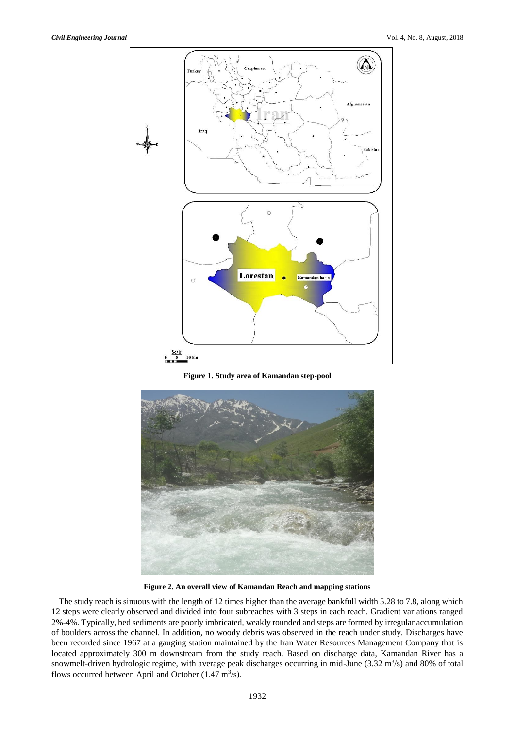**Figure 1. Study area of Kamandan step-pool**

**Figure 2. An overall view of Kamandan Reach and mapping stations**

The study reach is sinuous with the length of 12 times higher than the average bankfull width 5.28 to 7.8, along which 12 steps were clearly observed and divided into four subreaches with 3 steps in each reach. Gradient variations ranged 2%-4%. Typically, bed sediments are poorly imbricated, weakly rounded and steps are formed by irregular accumulation of boulders across the channel. In addition, no woody debris was observed in the reach under study. Discharges have been recorded since 1967 at a gauging station maintained by the Iran Water Resources Management Company that is located approximately 300 m downstream from the study reach. Based on discharge data, Kamandan River has a snowmelt-driven hydrologic regime, with average peak discharges occurring in mid-June (3.32 $m^3$/s) and 80% of total flows occurred between April and October (1.47 $m^3$/s).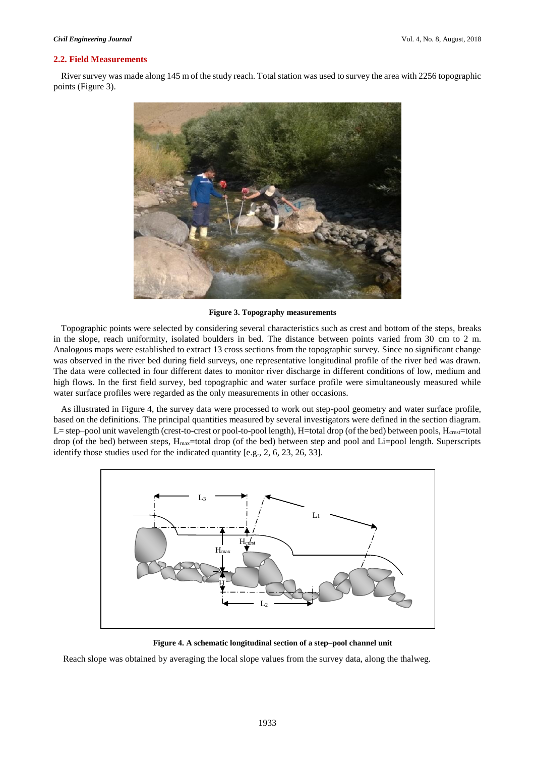### 2.2. Field Measurements

River survey was made along 145 m of the study reach. Total station was used to survey the area with 2256 topographic points (Figure 3).

**Figure 3. Topography measurements**

Topographic points were selected by considering several characteristics such as crest and bottom of the steps, breaks in the slope, reach uniformity, isolated boulders in bed. The distance between points varied from 30 cm to 2 m. Analogous maps were established to extract 13 cross sections from the topographic survey. Since no significant change was observed in the river bed during field surveys, one representative longitudinal profile of the river bed was drawn. The data were collected in four different dates to monitor river discharge in different conditions of low, medium and high flows. In the first field survey, bed topographic and water surface profile were simultaneously measured while water surface profiles were regarded as the only measurements in other occasions.

As illustrated in Figure 4, the survey data were processed to work out step-pool geometry and water surface profile, based on the definitions. The principal quantities measured by several investigators were defined in the section diagram. L= step–pool unit wavelength (crest-to-crest or pool-to-pool length), H=total drop (of the bed) between pools, $H_{crest}$=total drop (of the bed) between steps, $H_{max}$=total drop (of the bed) between step and pool and Li=pool length. Superscripts identify those studies used for the indicated quantity [e.g., 2, 6, 23, 26, 33].

**Figure 4. A schematic longitudinal section of a step–pool channel unit**

Reach slope was obtained by averaging the local slope values from the survey data, along the thalweg.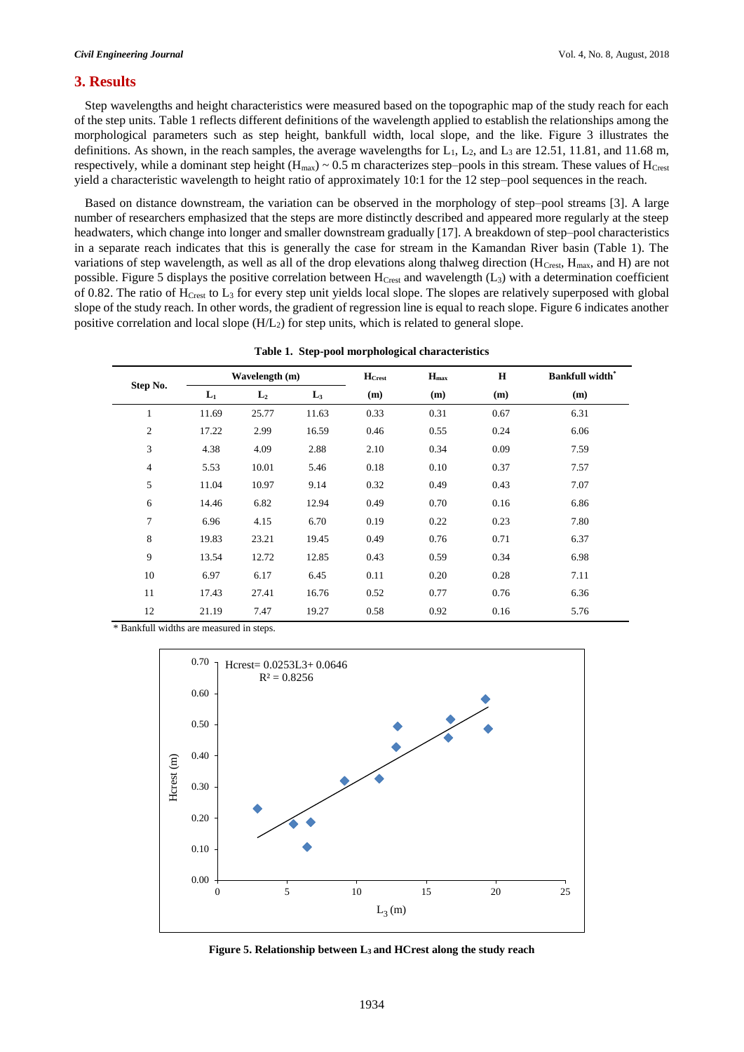## 3. Results

Step wavelengths and height characteristics were measured based on the topographic map of the study reach for each of the step units. Table 1 reflects different definitions of the wavelength applied to establish the relationships among the morphological parameters such as step height, bankfull width, local slope, and the like. Figure 3 illustrates the definitions. As shown, in the reach samples, the average wavelengths for $L_1$, $L_2$, and $L_3$ are 12.51, 11.81, and 11.68 m, respectively, while a dominant step height ($H_{max}$) ~ 0.5 m characterizes step–pools in this stream. These values of $H_{Crest}$ yield a characteristic wavelength to height ratio of approximately 10:1 for the 12 step–pool sequences in the reach.

Based on distance downstream, the variation can be observed in the morphology of step–pool streams [3]. A large number of researchers emphasized that the steps are more distinctly described and appeared more regularly at the steep headwaters, which change into longer and smaller downstream gradually [17]. A breakdown of step–pool characteristics in a separate reach indicates that this is generally the case for stream in the Kamandan River basin (Table 1). The variations of step wavelength, as well as all of the drop elevations along thalweg direction ($H_{Crest}$, $H_{max}$, and H) are not possible. Figure 5 displays the positive correlation between $H_{Crest}$ and wavelength ($L_3$) with a determination coefficient of 0.82. The ratio of $H_{Crest}$ to $L_3$ for every step unit yields local slope. The slopes are relatively superposed with global slope of the study reach. In other words, the gradient of regression line is equal to reach slope. Figure 6 indicates another positive correlation and local slope ($H/L_2$) for step units, which is related to general slope.

**Table 1. Step-pool morphological characteristics**

| Step No. | Wavelength (m) | | | $H_{Crest}$ | $H_{max}$ | H | Bankfull width* |
|---|---|---|---|---|---|---|---|
| | $L_1$ | $L_2$ | $L_3$ | (m) | (m) | (m) | (m) |
| 1 | 11.69 | 25.77 | 11.63 | 0.33 | 0.31 | 0.67 | 6.31 |
| 2 | 17.22 | 2.99 | 16.59 | 0.46 | 0.55 | 0.24 | 6.06 |
| 3 | 4.38 | 4.09 | 2.88 | 2.10 | 0.34 | 0.09 | 7.59 |
| 4 | 5.53 | 10.01 | 5.46 | 0.18 | 0.10 | 0.37 | 7.57 |
| 5 | 11.04 | 10.97 | 9.14 | 0.32 | 0.49 | 0.43 | 7.07 |
| 6 | 14.46 | 6.82 | 12.94 | 0.49 | 0.70 | 0.16 | 6.86 |
| 7 | 6.96 | 4.15 | 6.70 | 0.19 | 0.22 | 0.23 | 7.80 |
| 8 | 19.83 | 23.21 | 19.45 | 0.49 | 0.76 | 0.71 | 6.37 |
| 9 | 13.54 | 12.72 | 12.85 | 0.43 | 0.59 | 0.34 | 6.98 |
| 10 | 6.97 | 6.17 | 6.45 | 0.11 | 0.20 | 0.28 | 7.11 |
| 11 | 17.43 | 27.41 | 16.76 | 0.52 | 0.77 | 0.76 | 6.36 |
| 12 | 21.19 | 7.47 | 19.27 | 0.58 | 0.92 | 0.16 | 5.76 |

\* Bankfull widths are measured in steps.

**Figure 5. Relationship between $L_3$ and HCrest along the study reach**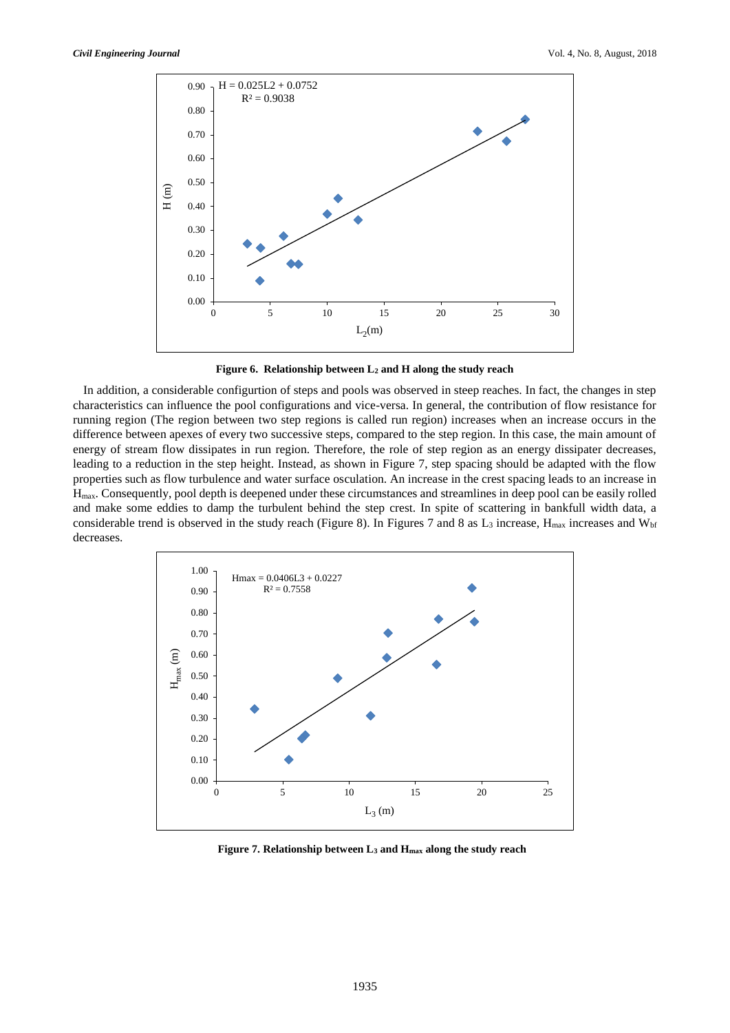**Figure 6. Relationship between $L_2$ and H along the study reach**

In addition, a considerable configurtion of steps and pools was observed in steep reaches. In fact, the changes in step characteristics can influence the pool configurations and vice-versa. In general, the contribution of flow resistance for running region (The region between two step regions is called run region) increases when an increase occurs in the difference between apexes of every two successive steps, compared to the step region. In this case, the main amount of energy of stream flow dissipates in run region. Therefore, the role of step region as an energy dissipater decreases, leading to a reduction in the step height. Instead, as shown in Figure 7, step spacing should be adapted with the flow properties such as flow turbulence and water surface osculation. An increase in the crest spacing leads to an increase in $H_{max}$. Consequently, pool depth is deepened under these circumstances and streamlines in deep pool can be easily rolled and make some eddies to damp the turbulent behind the step crest. In spite of scattering in bankfull width data, a considerable trend is observed in the study reach (Figure 8). In Figures 7 and 8 as $L_3$ increase, $H_{max}$ increases and $W_{bf}$ decreases.

**Figure 7. Relationship between $L_3$ and $H_{max}$ along the study reach**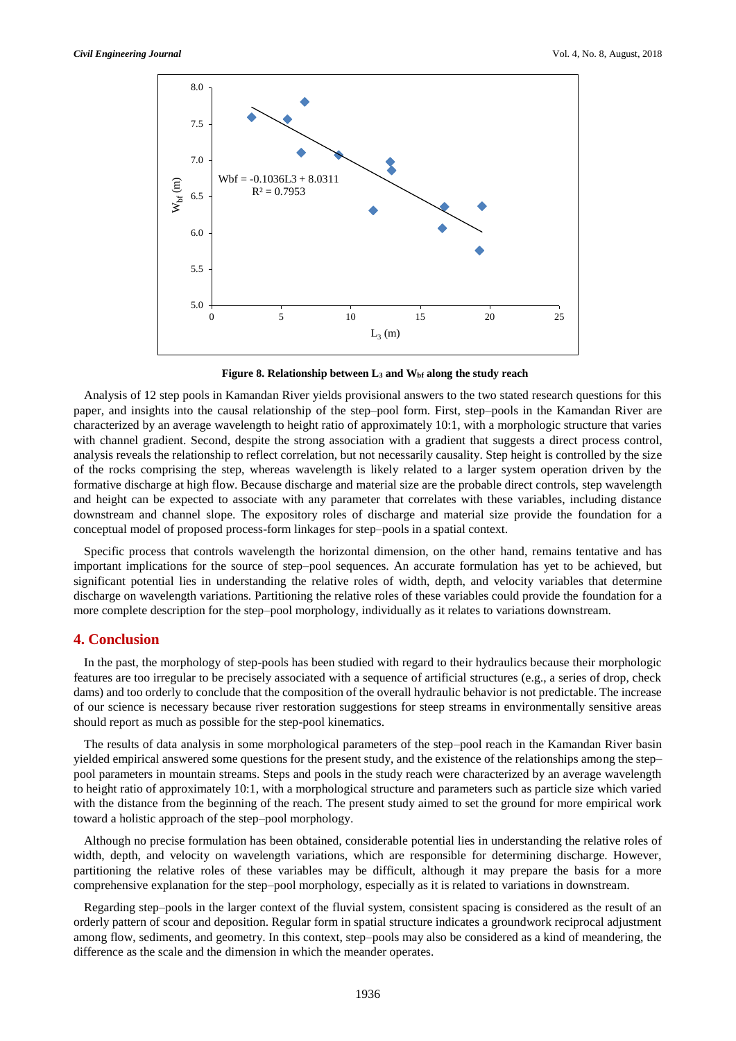**Figure 8. Relationship between $L_3$ and $W_{bf}$ along the study reach**

Analysis of 12 step pools in Kamandan River yields provisional answers to the two stated research questions for this paper, and insights into the causal relationship of the step–pool form. First, step–pools in the Kamandan River are characterized by an average wavelength to height ratio of approximately 10:1, with a morphologic structure that varies with channel gradient. Second, despite the strong association with a gradient that suggests a direct process control, analysis reveals the relationship to reflect correlation, but not necessarily causality. Step height is controlled by the size of the rocks comprising the step, whereas wavelength is likely related to a larger system operation driven by the formative discharge at high flow. Because discharge and material size are the probable direct controls, step wavelength and height can be expected to associate with any parameter that correlates with these variables, including distance downstream and channel slope. The expository roles of discharge and material size provide the foundation for a conceptual model of proposed process-form linkages for step–pools in a spatial context.

Specific process that controls wavelength the horizontal dimension, on the other hand, remains tentative and has important implications for the source of step–pool sequences. An accurate formulation has yet to be achieved, but significant potential lies in understanding the relative roles of width, depth, and velocity variables that determine discharge on wavelength variations. Partitioning the relative roles of these variables could provide the foundation for a more complete description for the step–pool morphology, individually as it relates to variations downstream.

## 4. Conclusion

In the past, the morphology of step-pools has been studied with regard to their hydraulics because their morphologic features are too irregular to be precisely associated with a sequence of artificial structures (e.g., a series of drop, check dams) and too orderly to conclude that the composition of the overall hydraulic behavior is not predictable. The increase of our science is necessary because river restoration suggestions for steep streams in environmentally sensitive areas should report as much as possible for the step-pool kinematics.

The results of data analysis in some morphological parameters of the step–pool reach in the Kamandan River basin yielded empirical answered some questions for the present study, and the existence of the relationships among the step–pool parameters in mountain streams. Steps and pools in the study reach were characterized by an average wavelength to height ratio of approximately 10:1, with a morphological structure and parameters such as particle size which varied with the distance from the beginning of the reach. The present study aimed to set the ground for more empirical work toward a holistic approach of the step–pool morphology.

Although no precise formulation has been obtained, considerable potential lies in understanding the relative roles of width, depth, and velocity on wavelength variations, which are responsible for determining discharge. However, partitioning the relative roles of these variables may be difficult, although it may prepare the basis for a more comprehensive explanation for the step–pool morphology, especially as it is related to variations in downstream.

Regarding step–pools in the larger context of the fluvial system, consistent spacing is considered as the result of an orderly pattern of scour and deposition. Regular form in spatial structure indicates a groundwork reciprocal adjustment among flow, sediments, and geometry. In this context, step–pools may also be considered as a kind of meandering, the difference as the scale and the dimension in which the meander operates.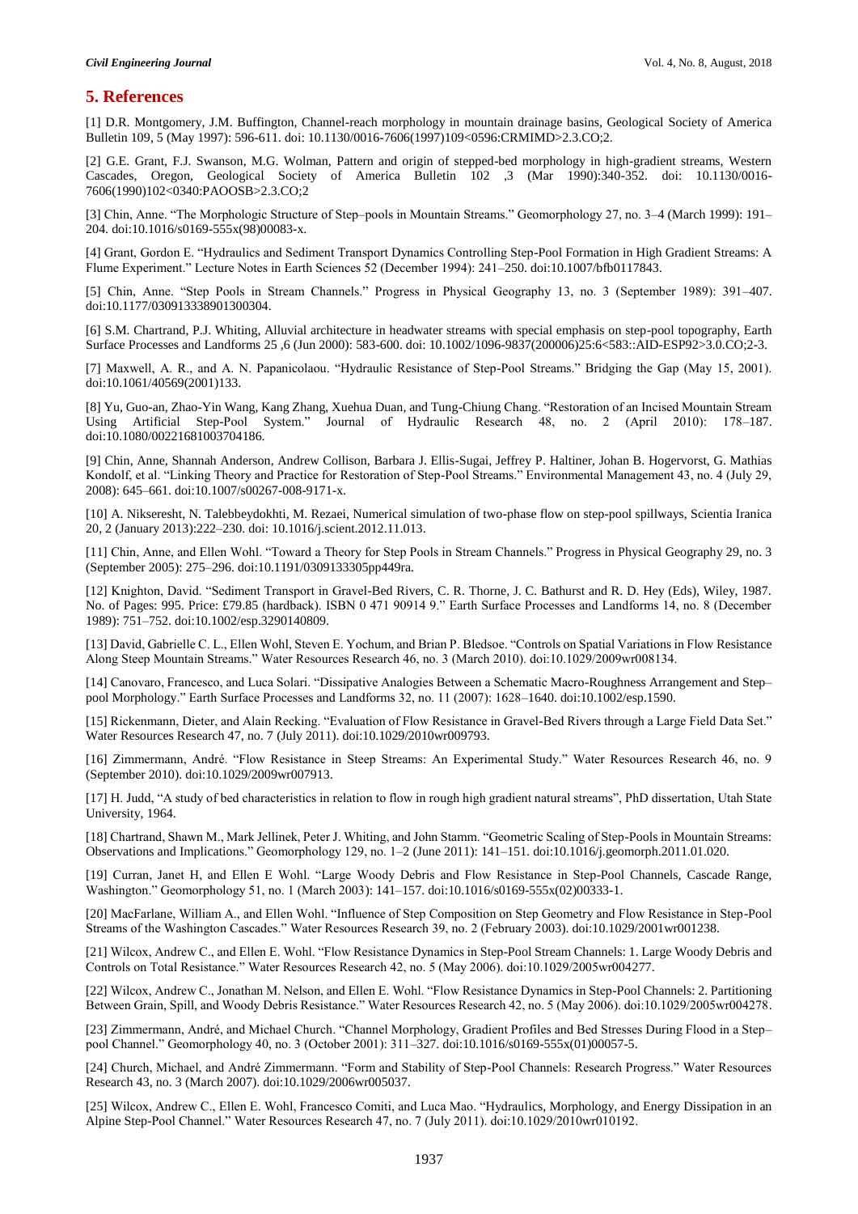## 5. References

[1] D.R. Montgomery, J.M. Buffington, Channel-reach morphology in mountain drainage basins, Geological Society of America Bulletin 109, 5 (May 1997): 596-611. doi: 10.1130/0016-7606(1997)109<0596:CRMIMD>2.3.CO;2.

[2] G.E. Grant, F.J. Swanson, M.G. Wolman, Pattern and origin of stepped-bed morphology in high-gradient streams, Western Cascades, Oregon, Geological Society of America Bulletin 102 ,3 (Mar 1990):340-352. doi: 10.1130/0016-7606(1990)102<0340:PAOOSB>2.3.CO;2

[3] Chin, Anne. "The Morphologic Structure of Step–pools in Mountain Streams." Geomorphology 27, no. 3–4 (March 1999): 191–204. doi:10.1016/s0169-555x(98)00083-x.

[4] Grant, Gordon E. "Hydraulics and Sediment Transport Dynamics Controlling Step-Pool Formation in High Gradient Streams: A Flume Experiment." Lecture Notes in Earth Sciences 52 (December 1994): 241–250. doi:10.1007/bfb0117843.

[5] Chin, Anne. "Step Pools in Stream Channels." Progress in Physical Geography 13, no. 3 (September 1989): 391–407. doi:10.1177/030913338901300304.

[6] S.M. Chartrand, P.J. Whiting, Alluvial architecture in headwater streams with special emphasis on step-pool topography, Earth Surface Processes and Landforms 25 ,6 (Jun 2000): 583-600. doi: 10.1002/1096-9837(200006)25:6<583::AID-ESP92>3.0.CO;2-3.

[7] Maxwell, A. R., and A. N. Papanicolaou. "Hydraulic Resistance of Step-Pool Streams." Bridging the Gap (May 15, 2001). doi:10.1061/40569(2001)133.

[8] Yu, Guo-an, Zhao-Yin Wang, Kang Zhang, Xuehua Duan, and Tung-Chiung Chang. "Restoration of an Incised Mountain Stream Using Artificial Step-Pool System." Journal of Hydraulic Research 48, no. 2 (April 2010): 178–187. doi:10.1080/00221681003704186.

[9] Chin, Anne, Shannah Anderson, Andrew Collison, Barbara J. Ellis-Sugai, Jeffrey P. Haltiner, Johan B. Hogervorst, G. Mathias Kondolf, et al. "Linking Theory and Practice for Restoration of Step-Pool Streams." Environmental Management 43, no. 4 (July 29, 2008): 645–661. doi:10.1007/s00267-008-9171-x.

[10] A. Nikseresht, N. Talebbeydokhti, M. Rezaei, Numerical simulation of two-phase flow on step-pool spillways, Scientia Iranica 20, 2 (January 2013):222–230. doi: 10.1016/j.scient.2012.11.013.

[11] Chin, Anne, and Ellen Wohl. "Toward a Theory for Step Pools in Stream Channels." Progress in Physical Geography 29, no. 3 (September 2005): 275–296. doi:10.1191/0309133305pp449ra.

[12] Knighton, David. "Sediment Transport in Gravel-Bed Rivers, C. R. Thorne, J. C. Bathurst and R. D. Hey (Eds), Wiley, 1987. No. of Pages: 995. Price: £79.85 (hardback). ISBN 0 471 90914 9." Earth Surface Processes and Landforms 14, no. 8 (December 1989): 751–752. doi:10.1002/esp.3290140809.

[13] David, Gabrielle C. L., Ellen Wohl, Steven E. Yochum, and Brian P. Bledsoe. "Controls on Spatial Variations in Flow Resistance Along Steep Mountain Streams." Water Resources Research 46, no. 3 (March 2010). doi:10.1029/2009wr008134.

[14] Canovaro, Francesco, and Luca Solari. "Dissipative Analogies Between a Schematic Macro-Roughness Arrangement and Step–pool Morphology." Earth Surface Processes and Landforms 32, no. 11 (2007): 1628–1640. doi:10.1002/esp.1590.

[15] Rickenmann, Dieter, and Alain Recking. "Evaluation of Flow Resistance in Gravel-Bed Rivers through a Large Field Data Set." Water Resources Research 47, no. 7 (July 2011). doi:10.1029/2010wr009793.

[16] Zimmermann, André. "Flow Resistance in Steep Streams: An Experimental Study." Water Resources Research 46, no. 9 (September 2010). doi:10.1029/2009wr007913.

[17] H. Judd, "A study of bed characteristics in relation to flow in rough high gradient natural streams", PhD dissertation, Utah State University, 1964.

[18] Chartrand, Shawn M., Mark Jellinek, Peter J. Whiting, and John Stamm. "Geometric Scaling of Step-Pools in Mountain Streams: Observations and Implications." Geomorphology 129, no. 1–2 (June 2011): 141–151. doi:10.1016/j.geomorph.2011.01.020.

[19] Curran, Janet H, and Ellen E Wohl. "Large Woody Debris and Flow Resistance in Step-Pool Channels, Cascade Range, Washington." Geomorphology 51, no. 1 (March 2003): 141–157. doi:10.1016/s0169-555x(02)00333-1.

[20] MacFarlane, William A., and Ellen Wohl. "Influence of Step Composition on Step Geometry and Flow Resistance in Step-Pool Streams of the Washington Cascades." Water Resources Research 39, no. 2 (February 2003). doi:10.1029/2001wr001238.

[21] Wilcox, Andrew C., and Ellen E. Wohl. "Flow Resistance Dynamics in Step-Pool Stream Channels: 1. Large Woody Debris and Controls on Total Resistance." Water Resources Research 42, no. 5 (May 2006). doi:10.1029/2005wr004277.

[22] Wilcox, Andrew C., Jonathan M. Nelson, and Ellen E. Wohl. "Flow Resistance Dynamics in Step-Pool Channels: 2. Partitioning Between Grain, Spill, and Woody Debris Resistance." Water Resources Research 42, no. 5 (May 2006). doi:10.1029/2005wr004278.

[23] Zimmermann, André, and Michael Church. "Channel Morphology, Gradient Profiles and Bed Stresses During Flood in a Step–pool Channel." Geomorphology 40, no. 3 (October 2001): 311–327. doi:10.1016/s0169-555x(01)00057-5.

[24] Church, Michael, and André Zimmermann. "Form and Stability of Step-Pool Channels: Research Progress." Water Resources Research 43, no. 3 (March 2007). doi:10.1029/2006wr005037.

[25] Wilcox, Andrew C., Ellen E. Wohl, Francesco Comiti, and Luca Mao. "Hydraulics, Morphology, and Energy Dissipation in an Alpine Step-Pool Channel." Water Resources Research 47, no. 7 (July 2011). doi:10.1029/2010wr010192.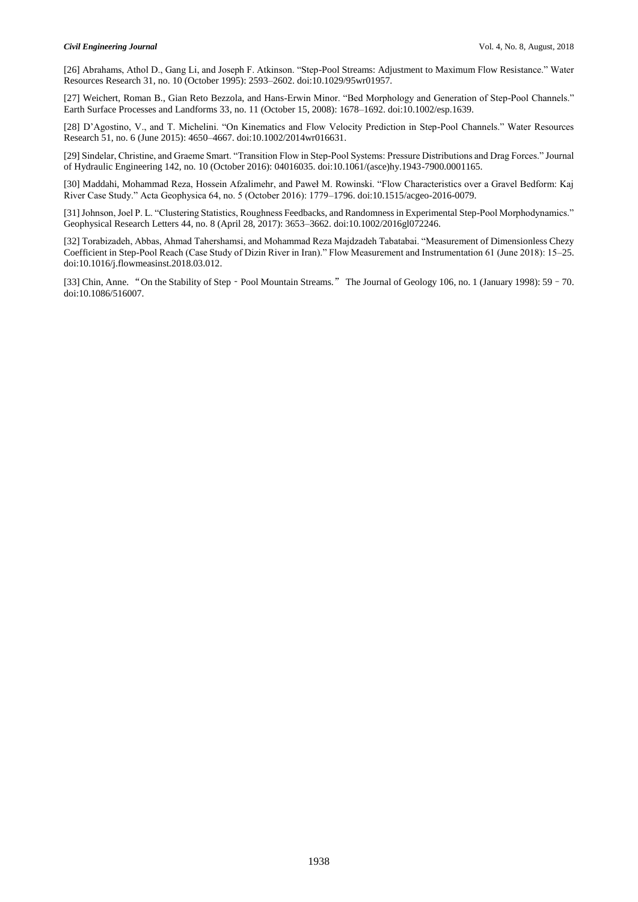[26] Abrahams, Athol D., Gang Li, and Joseph F. Atkinson. "Step-Pool Streams: Adjustment to Maximum Flow Resistance." Water Resources Research 31, no. 10 (October 1995): 2593–2602. doi:10.1029/95wr01957.

[27] Weichert, Roman B., Gian Reto Bezzola, and Hans-Erwin Minor. "Bed Morphology and Generation of Step-Pool Channels." Earth Surface Processes and Landforms 33, no. 11 (October 15, 2008): 1678–1692. doi:10.1002/esp.1639.

[28] D'Agostino, V., and T. Michelini. "On Kinematics and Flow Velocity Prediction in Step-Pool Channels." Water Resources Research 51, no. 6 (June 2015): 4650–4667. doi:10.1002/2014wr016631.

[29] Sindelar, Christine, and Graeme Smart. "Transition Flow in Step-Pool Systems: Pressure Distributions and Drag Forces." Journal of Hydraulic Engineering 142, no. 10 (October 2016): 04016035. doi:10.1061/(asce)hy.1943-7900.0001165.

[30] Maddahi, Mohammad Reza, Hossein Afzalimehr, and Paweł M. Rowinski. "Flow Characteristics over a Gravel Bedform: Kaj River Case Study." Acta Geophysica 64, no. 5 (October 2016): 1779–1796. doi:10.1515/acgeo-2016-0079.

[31] Johnson, Joel P. L. "Clustering Statistics, Roughness Feedbacks, and Randomness in Experimental Step-Pool Morphodynamics." Geophysical Research Letters 44, no. 8 (April 28, 2017): 3653–3662. doi:10.1002/2016gl072246.

[32] Torabizadeh, Abbas, Ahmad Tahershamsi, and Mohammad Reza Majdzadeh Tabatabai. "Measurement of Dimensionless Chezy Coefficient in Step-Pool Reach (Case Study of Dizin River in Iran)." Flow Measurement and Instrumentation 61 (June 2018): 15–25. doi:10.1016/j.flowmeasinst.2018.03.012.

[33] Chin, Anne. "On the Stability of Step‐Pool Mountain Streams." The Journal of Geology 106, no. 1 (January 1998): 59–70. doi:10.1086/516007.